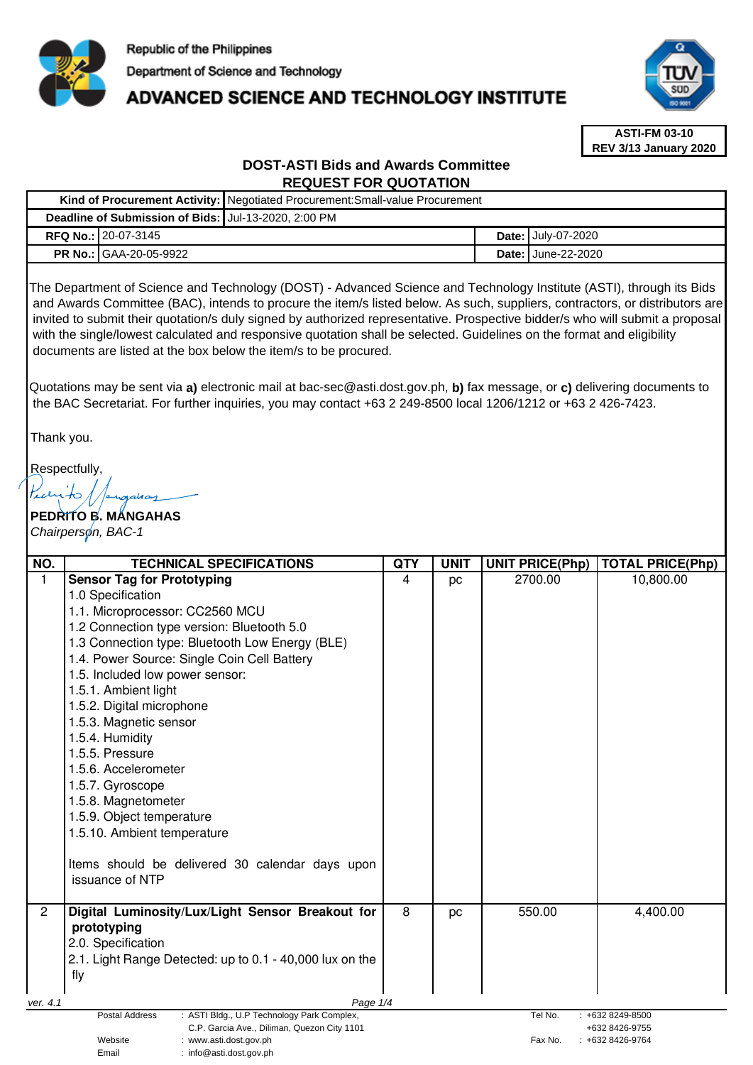Republic of the Philippines
Department of Science and Technology
**ADVANCED SCIENCE AND TECHNOLOGY INSTITUTE**

**ASTI-FM 03-10**
**REV 3/13 January 2020**

## DOST-ASTI Bids and Awards Committee
## REQUEST FOR QUOTATION

| | | | |
|---|---|---|---|
| **Kind of Procurement Activity:** | Negotiated Procurement:Small-value Procurement | | |
| **Deadline of Submission of Bids:** | Jul-13-2020, 2:00 PM | | |
| **RFQ No.:** | 20-07-3145 | **Date:** | July-07-2020 |
| **PR No.:** | GAA-20-05-9922 | **Date:** | June-22-2020 |

The Department of Science and Technology (DOST) - Advanced Science and Technology Institute (ASTI), through its Bids and Awards Committee (BAC), intends to procure the item/s listed below. As such, suppliers, contractors, or distributors are invited to submit their quotation/s duly signed by authorized representative. Prospective bidder/s who will submit a proposal with the single/lowest calculated and responsive quotation shall be selected. Guidelines on the format and eligibility documents are listed at the box below the item/s to be procured.

Quotations may be sent via **a)** electronic mail at bac-sec@asti.dost.gov.ph, **b)** fax message, or **c)** delivering documents to the BAC Secretariat. For further inquiries, you may contact +63 2 249-8500 local 1206/1212 or +63 2 426-7423.

Thank you.

Respectfully,

**PEDRITO B. MANGAHAS**
*Chairperson, BAC-1*

| NO. | TECHNICAL SPECIFICATIONS | QTY | UNIT | UNIT PRICE(Php) | TOTAL PRICE(Php) |
|---|---|---|---|---|---|
| 1 | **Sensor Tag for Prototyping**<br>1.0 Specification<br>1.1. Microprocessor: CC2560 MCU<br>1.2 Connection type version: Bluetooth 5.0<br>1.3 Connection type: Bluetooth Low Energy (BLE)<br>1.4. Power Source: Single Coin Cell Battery<br>1.5. Included low power sensor:<br>1.5.1. Ambient light<br>1.5.2. Digital microphone<br>1.5.3. Magnetic sensor<br>1.5.4. Humidity<br>1.5.5. Pressure<br>1.5.6. Accelerometer<br>1.5.7. Gyroscope<br>1.5.8. Magnetometer<br>1.5.9. Object temperature<br>1.5.10. Ambient temperature<br><br>Items should be delivered 30 calendar days upon issuance of NTP | 4 | pc | 2700.00 | 10,800.00 |
| 2 | **Digital Luminosity/Lux/Light Sensor Breakout for prototyping**<br>2.0. Specification<br>2.1. Light Range Detected: up to 0.1 - 40,000 lux on the fly | 8 | pc | 550.00 | 4,400.00 |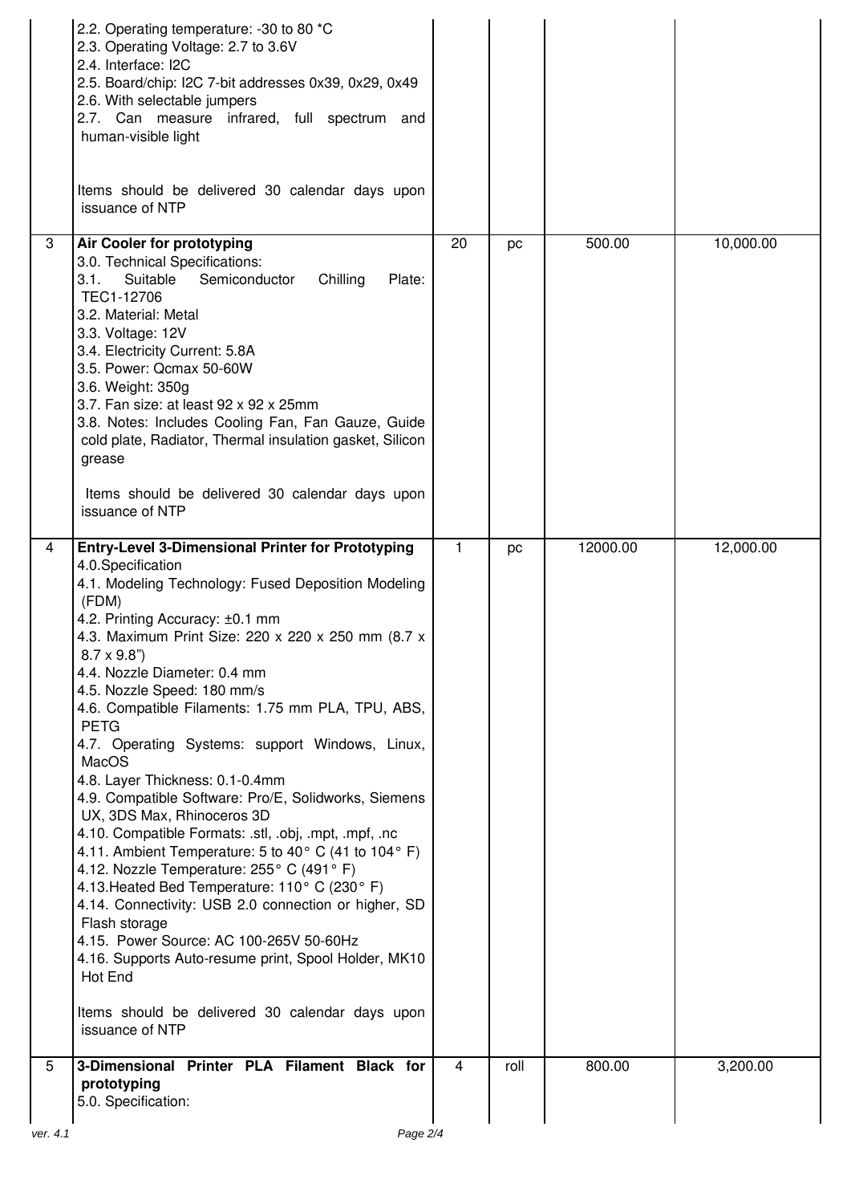| | | | | | |
|---|---|---|---|---|---|
| | 2.2. Operating temperature: -30 to 80 *C<br>2.3. Operating Voltage: 2.7 to 3.6V<br>2.4. Interface: I2C<br>2.5. Board/chip: I2C 7-bit addresses 0x39, 0x29, 0x49<br>2.6. With selectable jumpers<br>2.7. Can measure infrared, full spectrum and human-visible light<br><br>Items should be delivered 30 calendar days upon issuance of NTP | | | | |
| 3 | **Air Cooler for prototyping**<br>3.0. Technical Specifications:<br>3.1. Suitable Semiconductor Chilling Plate: TEC1-12706<br>3.2. Material: Metal<br>3.3. Voltage: 12V<br>3.4. Electricity Current: 5.8A<br>3.5. Power: Qcmax 50-60W<br>3.6. Weight: 350g<br>3.7. Fan size: at least 92 x 92 x 25mm<br>3.8. Notes: Includes Cooling Fan, Fan Gauze, Guide cold plate, Radiator, Thermal insulation gasket, Silicon grease<br><br>Items should be delivered 30 calendar days upon issuance of NTP | 20 | pc | 500.00 | 10,000.00 |
| 4 | **Entry-Level 3-Dimensional Printer for Prototyping**<br>4.0.Specification<br>4.1. Modeling Technology: Fused Deposition Modeling (FDM)<br>4.2. Printing Accuracy: ±0.1 mm<br>4.3. Maximum Print Size: 220 x 220 x 250 mm (8.7 x 8.7 x 9.8")<br>4.4. Nozzle Diameter: 0.4 mm<br>4.5. Nozzle Speed: 180 mm/s<br>4.6. Compatible Filaments: 1.75 mm PLA, TPU, ABS, PETG<br>4.7. Operating Systems: support Windows, Linux, MacOS<br>4.8. Layer Thickness: 0.1-0.4mm<br>4.9. Compatible Software: Pro/E, Solidworks, Siemens UX, 3DS Max, Rhinoceros 3D<br>4.10. Compatible Formats: .stl, .obj, .mpt, .mpf, .nc<br>4.11. Ambient Temperature: 5 to 40° C (41 to 104° F)<br>4.12. Nozzle Temperature: 255° C (491° F)<br>4.13.Heated Bed Temperature: 110° C (230° F)<br>4.14. Connectivity: USB 2.0 connection or higher, SD Flash storage<br>4.15. Power Source: AC 100-265V 50-60Hz<br>4.16. Supports Auto-resume print, Spool Holder, MK10 Hot End<br><br>Items should be delivered 30 calendar days upon issuance of NTP | 1 | pc | 12000.00 | 12,000.00 |
| 5 | **3-Dimensional Printer PLA Filament Black for prototyping**<br>5.0. Specification: | 4 | roll | 800.00 | 3,200.00 |

ver. 4.1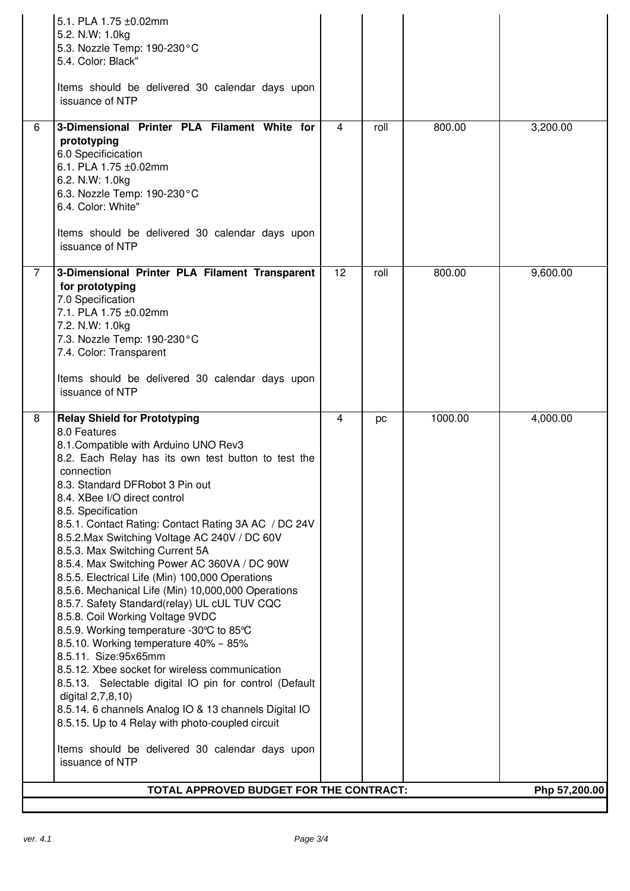| | | | | | |
|---|---|---|---|---|---|
| | 5.1. PLA 1.75 ±0.02mm<br>5.2. N.W: 1.0kg<br>5.3. Nozzle Temp: 190-230°C<br>5.4. Color: Black"<br><br>Items should be delivered 30 calendar days upon issuance of NTP | | | | |
| 6 | **3-Dimensional Printer PLA Filament White for prototyping**<br>6.0 Specificication<br>6.1. PLA 1.75 ±0.02mm<br>6.2. N.W: 1.0kg<br>6.3. Nozzle Temp: 190-230°C<br>6.4. Color: White"<br><br>Items should be delivered 30 calendar days upon issuance of NTP | 4 | roll | 800.00 | 3,200.00 |
| 7 | **3-Dimensional Printer PLA Filament Transparent for prototyping**<br>7.0 Specification<br>7.1. PLA 1.75 ±0.02mm<br>7.2. N.W: 1.0kg<br>7.3. Nozzle Temp: 190-230°C<br>7.4. Color: Transparent<br><br>Items should be delivered 30 calendar days upon issuance of NTP | 12 | roll | 800.00 | 9,600.00 |
| 8 | **Relay Shield for Prototyping**<br>8.0 Features<br>8.1.Compatible with Arduino UNO Rev3<br>8.2. Each Relay has its own test button to test the connection<br>8.3. Standard DFRobot 3 Pin out<br>8.4. XBee I/O direct control<br>8.5. Specification<br>8.5.1. Contact Rating: Contact Rating 3A AC / DC 24V<br>8.5.2.Max Switching Voltage AC 240V / DC 60V<br>8.5.3. Max Switching Current 5A<br>8.5.4. Max Switching Power AC 360VA / DC 90W<br>8.5.5. Electrical Life (Min) 100,000 Operations<br>8.5.6. Mechanical Life (Min) 10,000,000 Operations<br>8.5.7. Safety Standard(relay) UL cUL TUV CQC<br>8.5.8. Coil Working Voltage 9VDC<br>8.5.9. Working temperature -30℃ to 85℃<br>8.5.10. Working temperature 40% - 85%<br>8.5.11. Size:95x65mm<br>8.5.12. Xbee socket for wireless communication<br>8.5.13. Selectable digital IO pin for control (Default digital 2,7,8,10)<br>8.5.14. 6 channels Analog IO & 13 channels Digital IO<br>8.5.15. Up to 4 Relay with photo-coupled circuit<br><br>Items should be delivered 30 calendar days upon issuance of NTP | 4 | pc | 1000.00 | 4,000.00 |
| | **TOTAL APPROVED BUDGET FOR THE CONTRACT:** | | | | **Php 57,200.00** |

ver. 4.1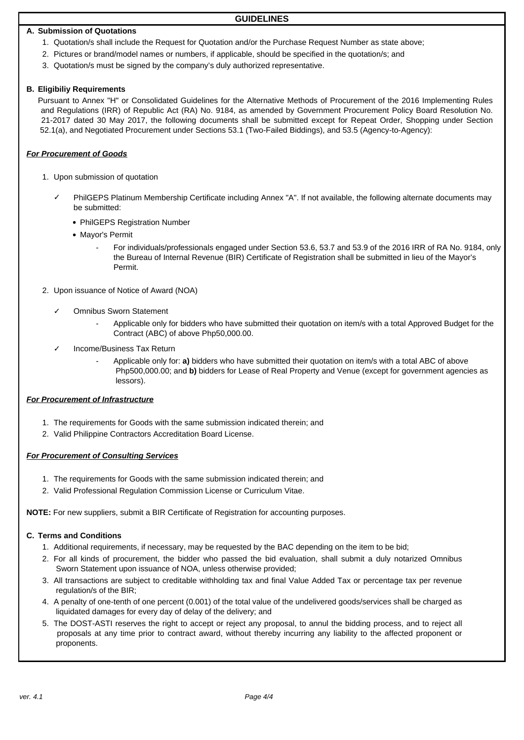## GUIDELINES

**A. Submission of Quotations**

1. Quotation/s shall include the Request for Quotation and/or the Purchase Request Number as state above;
2. Pictures or brand/model names or numbers, if applicable, should be specified in the quotation/s; and
3. Quotation/s must be signed by the company's duly authorized representative.

**B. Eligibiliy Requirements**

Pursuant to Annex "H" or Consolidated Guidelines for the Alternative Methods of Procurement of the 2016 Implementing Rules and Regulations (IRR) of Republic Act (RA) No. 9184, as amended by Government Procurement Policy Board Resolution No. 21-2017 dated 30 May 2017, the following documents shall be submitted except for Repeat Order, Shopping under Section 52.1(a), and Negotiated Procurement under Sections 53.1 (Two-Failed Biddings), and 53.5 (Agency-to-Agency):

***For Procurement of Goods***

1. Upon submission of quotation
   - ✓ PhilGEPS Platinum Membership Certificate including Annex "A". If not available, the following alternate documents may be submitted:
     - PhilGEPS Registration Number
     - Mayor's Permit
       - For individuals/professionals engaged under Section 53.6, 53.7 and 53.9 of the 2016 IRR of RA No. 9184, only the Bureau of Internal Revenue (BIR) Certificate of Registration shall be submitted in lieu of the Mayor's Permit.
2. Upon issuance of Notice of Award (NOA)
   - ✓ Omnibus Sworn Statement
     - Applicable only for bidders who have submitted their quotation on item/s with a total Approved Budget for the Contract (ABC) of above Php50,000.00.
   - ✓ Income/Business Tax Return
     - Applicable only for: **a)** bidders who have submitted their quotation on item/s with a total ABC of above Php500,000.00; and **b)** bidders for Lease of Real Property and Venue (except for government agencies as lessors).

***For Procurement of Infrastructure***

1. The requirements for Goods with the same submission indicated therein; and
2. Valid Philippine Contractors Accreditation Board License.

***For Procurement of Consulting Services***

1. The requirements for Goods with the same submission indicated therein; and
2. Valid Professional Regulation Commission License or Curriculum Vitae.

**NOTE:** For new suppliers, submit a BIR Certificate of Registration for accounting purposes.

**C. Terms and Conditions**

1. Additional requirements, if necessary, may be requested by the BAC depending on the item to be bid;
2. For all kinds of procurement, the bidder who passed the bid evaluation, shall submit a duly notarized Omnibus Sworn Statement upon issuance of NOA, unless otherwise provided;
3. All transactions are subject to creditable withholding tax and final Value Added Tax or percentage tax per revenue regulation/s of the BIR;
4. A penalty of one-tenth of one percent (0.001) of the total value of the undelivered goods/services shall be charged as liquidated damages for every day of delay of the delivery; and
5. The DOST-ASTI reserves the right to accept or reject any proposal, to annul the bidding process, and to reject all proposals at any time prior to contract award, without thereby incurring any liability to the affected proponent or proponents.

*ver. 4.1*